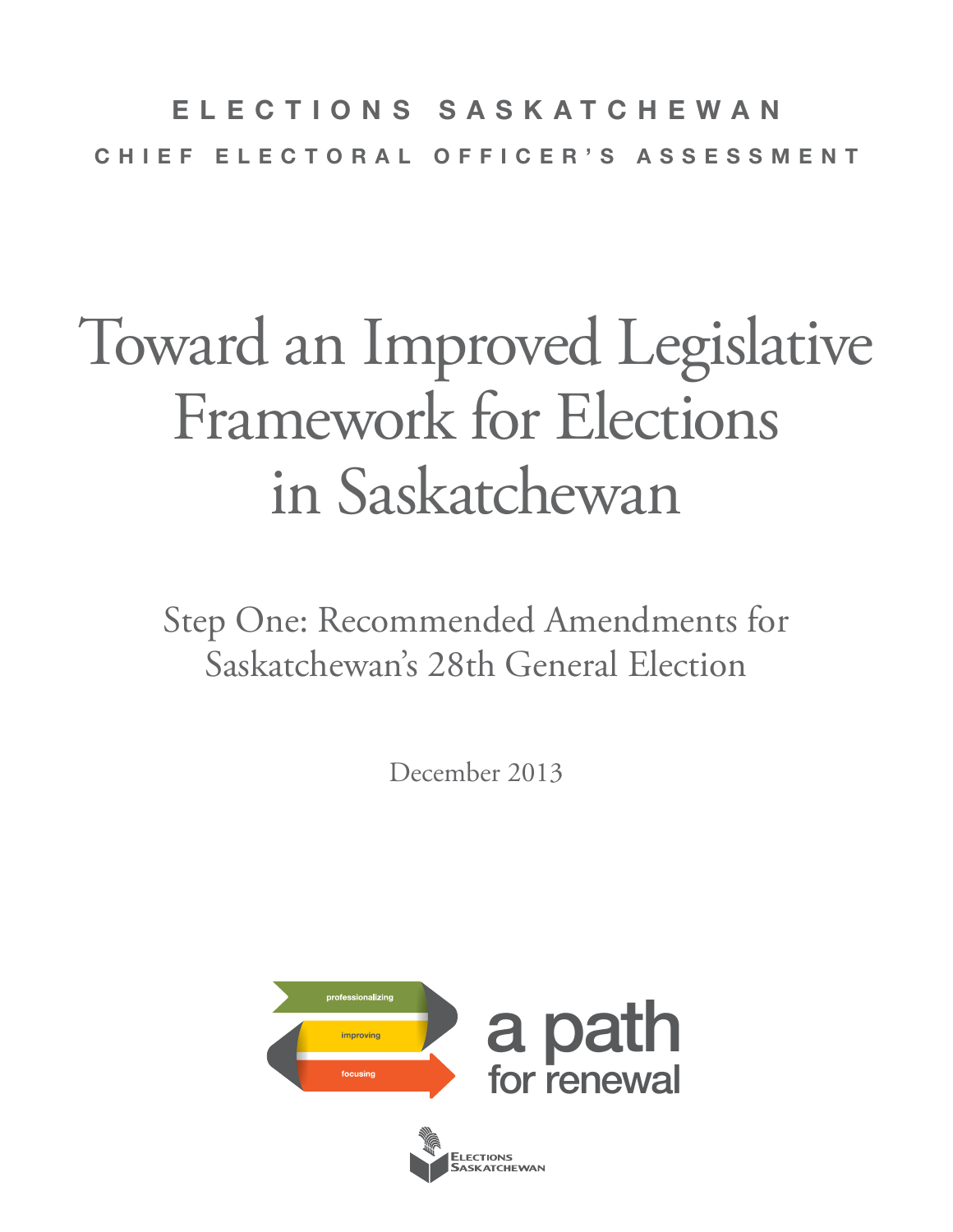**ELECTIONS SASKATCHEWAN**

**CHIEF ELECTORAL OFFICER'S ASSESSMENT**

# Toward an Improved Legislative Framework for Elections in Saskatchewan

## Step One: Recommended Amendments for Saskatchewan's 28th General Election

December 2013

professionalizing

improving

focusing

a path for renewal

Elections Saskatchewan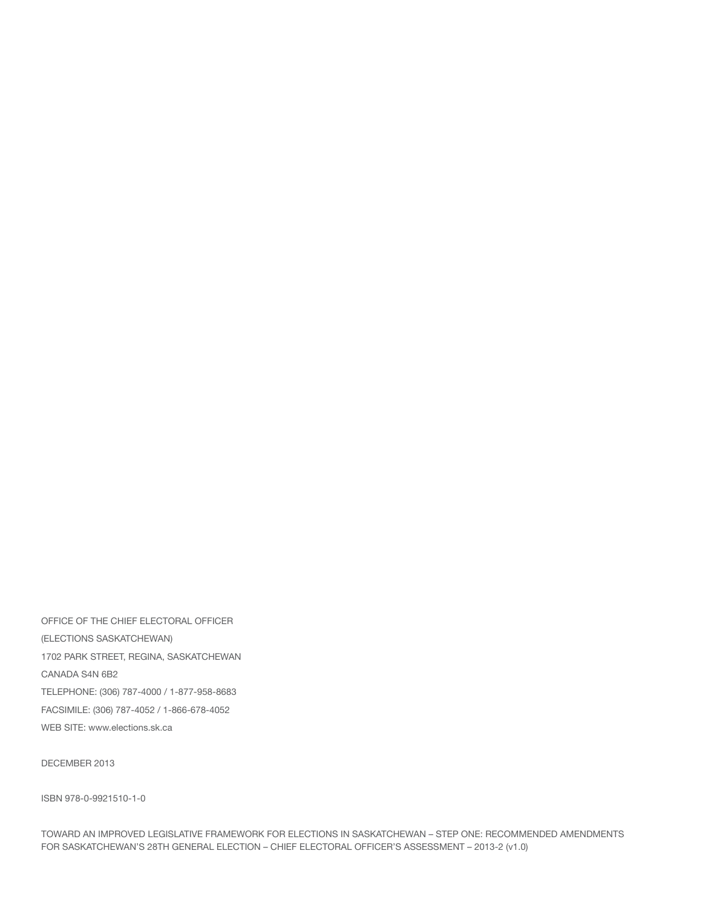OFFICE OF THE CHIEF ELECTORAL OFFICER

(ELECTIONS SASKATCHEWAN)

1702 PARK STREET, REGINA, SASKATCHEWAN

CANADA S4N 6B2

TELEPHONE: (306) 787-4000 / 1-877-958-8683

FACSIMILE: (306) 787-4052 / 1-866-678-4052

WEB SITE: www.elections.sk.ca

DECEMBER 2013

ISBN 978-0-9921510-1-0

TOWARD AN IMPROVED LEGISLATIVE FRAMEWORK FOR ELECTIONS IN SASKATCHEWAN – STEP ONE: RECOMMENDED AMENDMENTS FOR SASKATCHEWAN'S 28TH GENERAL ELECTION – CHIEF ELECTORAL OFFICER'S ASSESSMENT – 2013-2 (v1.0)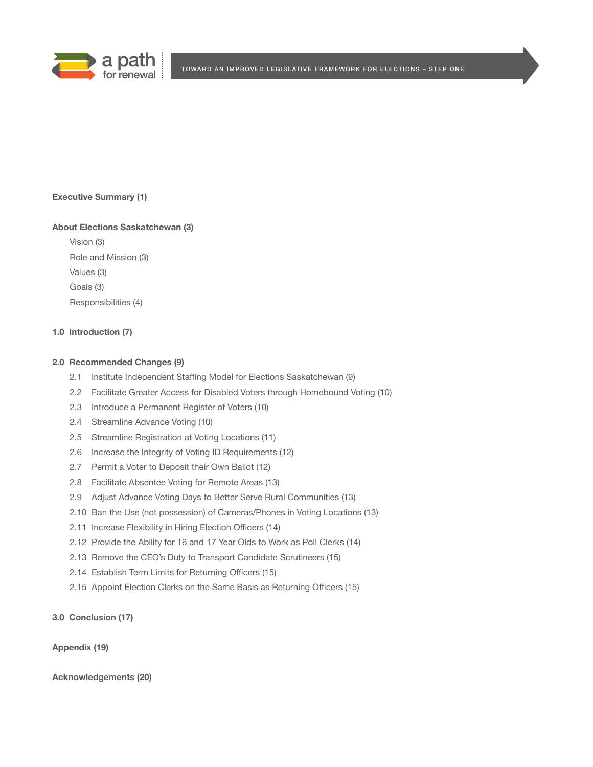Executive Summary (1)

About Elections Saskatchewan (3)

- Vision (3)
- Role and Mission (3)
- Values (3)
- Goals (3)
- Responsibilities (4)

1.0 Introduction (7)

2.0 Recommended Changes (9)

- 2.1 Institute Independent Staffing Model for Elections Saskatchewan (9)
- 2.2 Facilitate Greater Access for Disabled Voters through Homebound Voting (10)
- 2.3 Introduce a Permanent Register of Voters (10)
- 2.4 Streamline Advance Voting (10)
- 2.5 Streamline Registration at Voting Locations (11)
- 2.6 Increase the Integrity of Voting ID Requirements (12)
- 2.7 Permit a Voter to Deposit their Own Ballot (12)
- 2.8 Facilitate Absentee Voting for Remote Areas (13)
- 2.9 Adjust Advance Voting Days to Better Serve Rural Communities (13)
- 2.10 Ban the Use (not possession) of Cameras/Phones in Voting Locations (13)
- 2.11 Increase Flexibility in Hiring Election Officers (14)
- 2.12 Provide the Ability for 16 and 17 Year Olds to Work as Poll Clerks (14)
- 2.13 Remove the CEO's Duty to Transport Candidate Scrutineers (15)
- 2.14 Establish Term Limits for Returning Officers (15)
- 2.15 Appoint Election Clerks on the Same Basis as Returning Officers (15)

3.0 Conclusion (17)

Appendix (19)

Acknowledgements (20)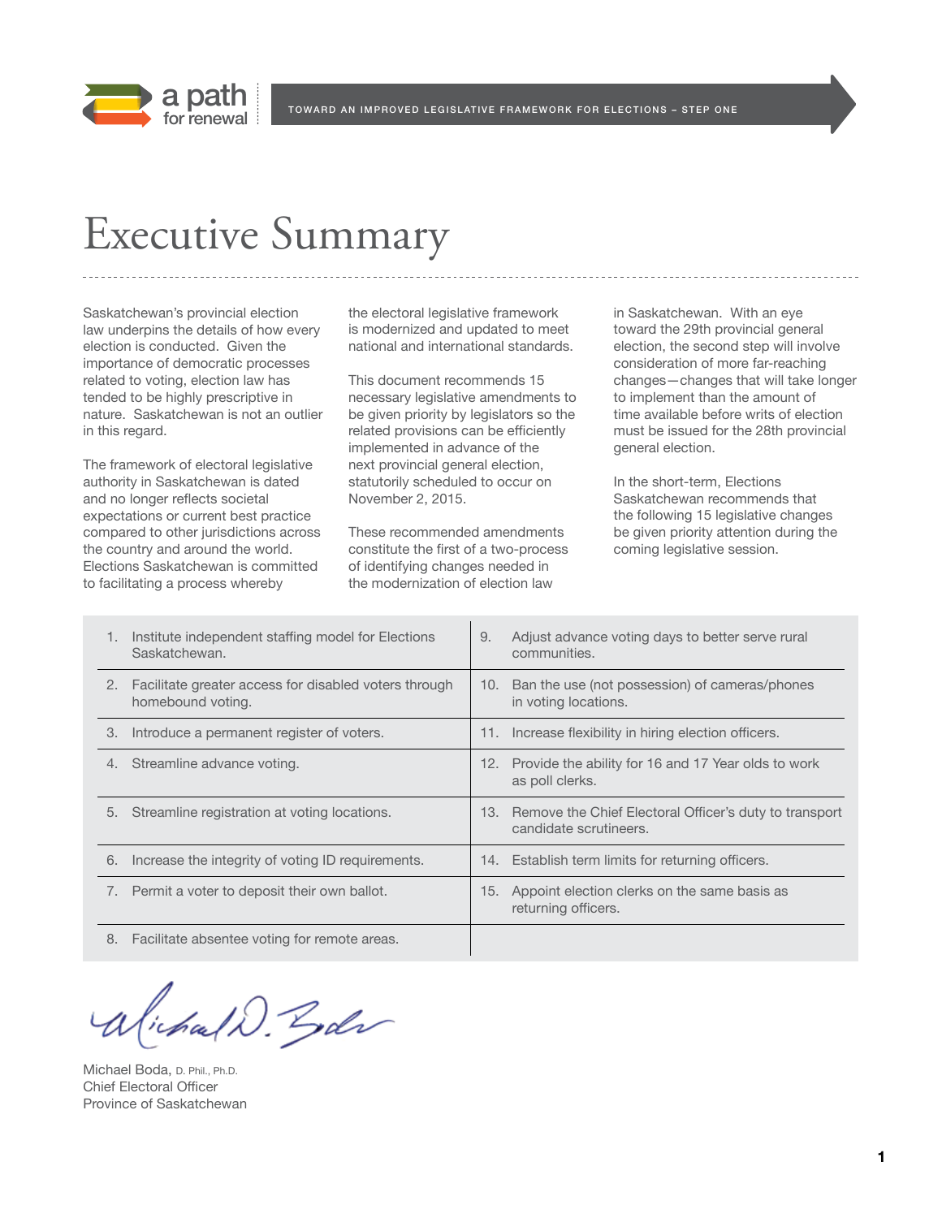# Executive Summary

Saskatchewan's provincial election law underpins the details of how every election is conducted. Given the importance of democratic processes related to voting, election law has tended to be highly prescriptive in nature. Saskatchewan is not an outlier in this regard.

The framework of electoral legislative authority in Saskatchewan is dated and no longer reflects societal expectations or current best practice compared to other jurisdictions across the country and around the world. Elections Saskatchewan is committed to facilitating a process whereby the electoral legislative framework is modernized and updated to meet national and international standards.

This document recommends 15 necessary legislative amendments to be given priority by legislators so the related provisions can be efficiently implemented in advance of the next provincial general election, statutorily scheduled to occur on November 2, 2015.

These recommended amendments constitute the first of a two-process of identifying changes needed in the modernization of election law in Saskatchewan. With an eye toward the 29th provincial general election, the second step will involve consideration of more far-reaching changes—changes that will take longer to implement than the amount of time available before writs of election must be issued for the 28th provincial general election.

In the short-term, Elections Saskatchewan recommends that the following 15 legislative changes be given priority attention during the coming legislative session.

| | |
|---|---|
| 1. Institute independent staffing model for Elections Saskatchewan. | 9. Adjust advance voting days to better serve rural communities. |
| 2. Facilitate greater access for disabled voters through homebound voting. | 10. Ban the use (not possession) of cameras/phones in voting locations. |
| 3. Introduce a permanent register of voters. | 11. Increase flexibility in hiring election officers. |
| 4. Streamline advance voting. | 12. Provide the ability for 16 and 17 Year olds to work as poll clerks. |
| 5. Streamline registration at voting locations. | 13. Remove the Chief Electoral Officer's duty to transport candidate scrutineers. |
| 6. Increase the integrity of voting ID requirements. | 14. Establish term limits for returning officers. |
| 7. Permit a voter to deposit their own ballot. | 15. Appoint election clerks on the same basis as returning officers. |
| 8. Facilitate absentee voting for remote areas. | |

Michael Boda, D. Phil., Ph.D.
Chief Electoral Officer
Province of Saskatchewan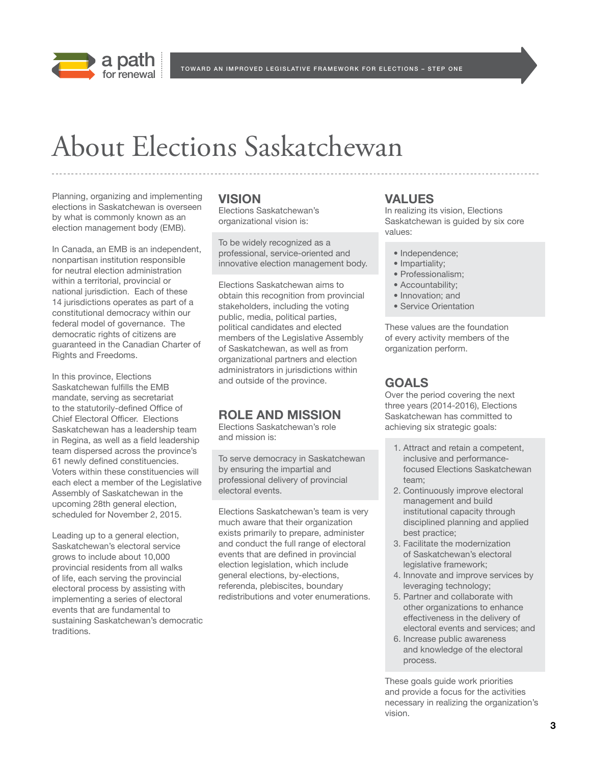# About Elections Saskatchewan

Planning, organizing and implementing elections in Saskatchewan is overseen by what is commonly known as an election management body (EMB).

In Canada, an EMB is an independent, nonpartisan institution responsible for neutral election administration within a territorial, provincial or national jurisdiction. Each of these 14 jurisdictions operates as part of a constitutional democracy within our federal model of governance. The democratic rights of citizens are guaranteed in the Canadian Charter of Rights and Freedoms.

In this province, Elections Saskatchewan fulfills the EMB mandate, serving as secretariat to the statutorily-defined Office of Chief Electoral Officer. Elections Saskatchewan has a leadership team in Regina, as well as a field leadership team dispersed across the province's 61 newly defined constituencies. Voters within these constituencies will each elect a member of the Legislative Assembly of Saskatchewan in the upcoming 28th general election, scheduled for November 2, 2015.

Leading up to a general election, Saskatchewan's electoral service grows to include about 10,000 provincial residents from all walks of life, each serving the provincial electoral process by assisting with implementing a series of electoral events that are fundamental to sustaining Saskatchewan's democratic traditions.

## VISION

Elections Saskatchewan's organizational vision is:

To be widely recognized as a professional, service-oriented and innovative election management body.

Elections Saskatchewan aims to obtain this recognition from provincial stakeholders, including the voting public, media, political parties, political candidates and elected members of the Legislative Assembly of Saskatchewan, as well as from organizational partners and election administrators in jurisdictions within and outside of the province.

## ROLE AND MISSION

Elections Saskatchewan's role and mission is:

To serve democracy in Saskatchewan by ensuring the impartial and professional delivery of provincial electoral events.

Elections Saskatchewan's team is very much aware that their organization exists primarily to prepare, administer and conduct the full range of electoral events that are defined in provincial election legislation, which include general elections, by-elections, referenda, plebiscites, boundary redistributions and voter enumerations.

## VALUES

In realizing its vision, Elections Saskatchewan is guided by six core values:

- Independence;
- Impartiality;
- Professionalism;
- Accountability;
- Innovation; and
- Service Orientation

These values are the foundation of every activity members of the organization perform.

## GOALS

Over the period covering the next three years (2014-2016), Elections Saskatchewan has committed to achieving six strategic goals:

1. Attract and retain a competent, inclusive and performance-focused Elections Saskatchewan team;
2. Continuously improve electoral management and build institutional capacity through disciplined planning and applied best practice;
3. Facilitate the modernization of Saskatchewan's electoral legislative framework;
4. Innovate and improve services by leveraging technology;
5. Partner and collaborate with other organizations to enhance effectiveness in the delivery of electoral events and services; and
6. Increase public awareness and knowledge of the electoral process.

These goals guide work priorities and provide a focus for the activities necessary in realizing the organization's vision.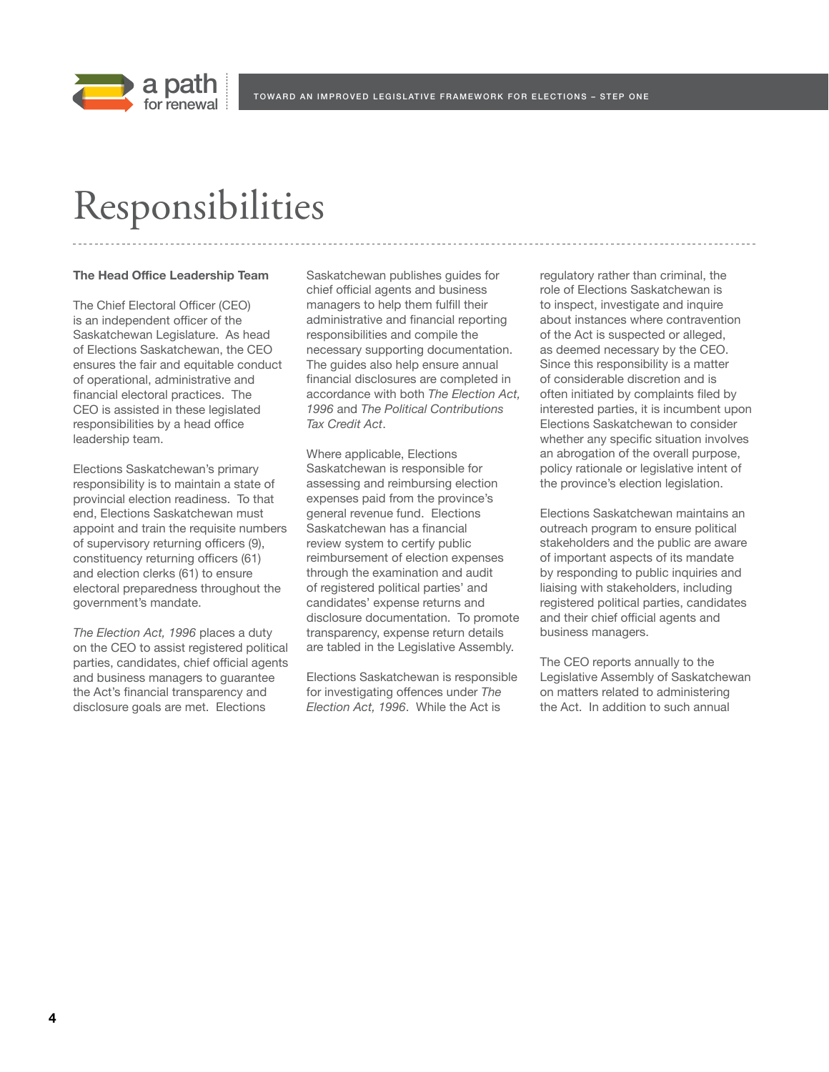# Responsibilities

### The Head Office Leadership Team

The Chief Electoral Officer (CEO) is an independent officer of the Saskatchewan Legislature. As head of Elections Saskatchewan, the CEO ensures the fair and equitable conduct of operational, administrative and financial electoral practices. The CEO is assisted in these legislated responsibilities by a head office leadership team.

Elections Saskatchewan's primary responsibility is to maintain a state of provincial election readiness. To that end, Elections Saskatchewan must appoint and train the requisite numbers of supervisory returning officers (9), constituency returning officers (61) and election clerks (61) to ensure electoral preparedness throughout the government's mandate.

*The Election Act, 1996* places a duty on the CEO to assist registered political parties, candidates, chief official agents and business managers to guarantee the Act's financial transparency and disclosure goals are met. Elections Saskatchewan publishes guides for chief official agents and business managers to help them fulfill their administrative and financial reporting responsibilities and compile the necessary supporting documentation. The guides also help ensure annual financial disclosures are completed in accordance with both *The Election Act, 1996* and *The Political Contributions Tax Credit Act*.

Where applicable, Elections Saskatchewan is responsible for assessing and reimbursing election expenses paid from the province's general revenue fund. Elections Saskatchewan has a financial review system to certify public reimbursement of election expenses through the examination and audit of registered political parties' and candidates' expense returns and disclosure documentation. To promote transparency, expense return details are tabled in the Legislative Assembly.

Elections Saskatchewan is responsible for investigating offences under *The Election Act, 1996*. While the Act is regulatory rather than criminal, the role of Elections Saskatchewan is to inspect, investigate and inquire about instances where contravention of the Act is suspected or alleged, as deemed necessary by the CEO. Since this responsibility is a matter of considerable discretion and is often initiated by complaints filed by interested parties, it is incumbent upon Elections Saskatchewan to consider whether any specific situation involves an abrogation of the overall purpose, policy rationale or legislative intent of the province's election legislation.

Elections Saskatchewan maintains an outreach program to ensure political stakeholders and the public are aware of important aspects of its mandate by responding to public inquiries and liaising with stakeholders, including registered political parties, candidates and their chief official agents and business managers.

The CEO reports annually to the Legislative Assembly of Saskatchewan on matters related to administering the Act. In addition to such annual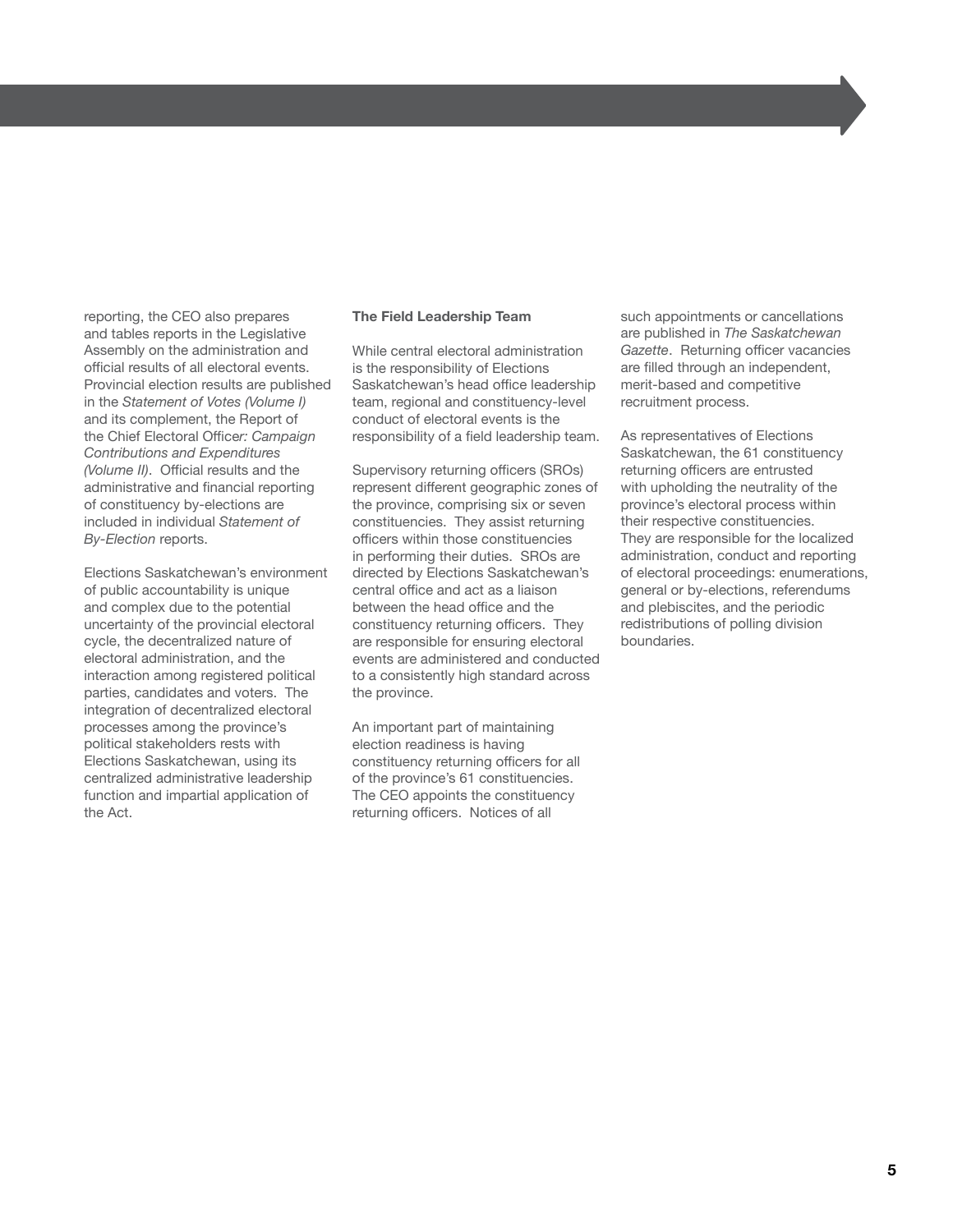reporting, the CEO also prepares and tables reports in the Legislative Assembly on the administration and official results of all electoral events. Provincial election results are published in the *Statement of Votes (Volume I)* and its complement, the Report of the Chief Electoral Office*r: Campaign Contributions and Expenditures (Volume II)*. Official results and the administrative and financial reporting of constituency by-elections are included in individual *Statement of By-Election* reports.

Elections Saskatchewan's environment of public accountability is unique and complex due to the potential uncertainty of the provincial electoral cycle, the decentralized nature of electoral administration, and the interaction among registered political parties, candidates and voters. The integration of decentralized electoral processes among the province's political stakeholders rests with Elections Saskatchewan, using its centralized administrative leadership function and impartial application of the Act.

**The Field Leadership Team**

While central electoral administration is the responsibility of Elections Saskatchewan's head office leadership team, regional and constituency-level conduct of electoral events is the responsibility of a field leadership team.

Supervisory returning officers (SROs) represent different geographic zones of the province, comprising six or seven constituencies. They assist returning officers within those constituencies in performing their duties. SROs are directed by Elections Saskatchewan's central office and act as a liaison between the head office and the constituency returning officers. They are responsible for ensuring electoral events are administered and conducted to a consistently high standard across the province.

An important part of maintaining election readiness is having constituency returning officers for all of the province's 61 constituencies. The CEO appoints the constituency returning officers. Notices of all such appointments or cancellations are published in *The Saskatchewan Gazette*. Returning officer vacancies are filled through an independent, merit-based and competitive recruitment process.

As representatives of Elections Saskatchewan, the 61 constituency returning officers are entrusted with upholding the neutrality of the province's electoral process within their respective constituencies. They are responsible for the localized administration, conduct and reporting of electoral proceedings: enumerations, general or by-elections, referendums and plebiscites, and the periodic redistributions of polling division boundaries.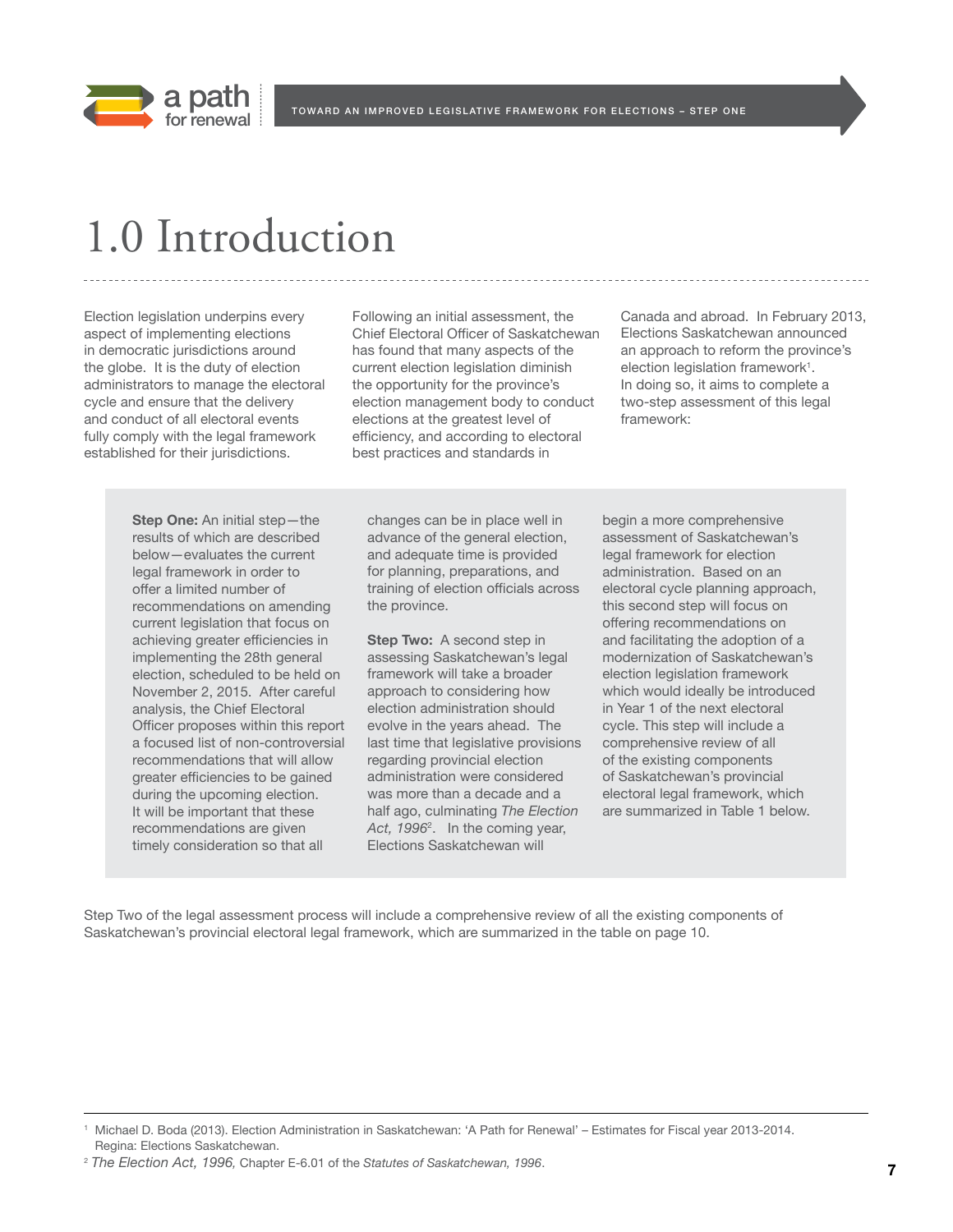# 1.0 Introduction

Election legislation underpins every aspect of implementing elections in democratic jurisdictions around the globe. It is the duty of election administrators to manage the electoral cycle and ensure that the delivery and conduct of all electoral events fully comply with the legal framework established for their jurisdictions.

Following an initial assessment, the Chief Electoral Officer of Saskatchewan has found that many aspects of the current election legislation diminish the opportunity for the province's election management body to conduct elections at the greatest level of efficiency, and according to electoral best practices and standards in Canada and abroad. In February 2013, Elections Saskatchewan announced an approach to reform the province's election legislation framework[1]. In doing so, it aims to complete a two-step assessment of this legal framework:

> **Step One:** An initial step—the results of which are described below—evaluates the current legal framework in order to offer a limited number of recommendations on amending current legislation that focus on achieving greater efficiencies in implementing the 28th general election, scheduled to be held on November 2, 2015. After careful analysis, the Chief Electoral Officer proposes within this report a focused list of non-controversial recommendations that will allow greater efficiencies to be gained during the upcoming election. It will be important that these recommendations are given timely consideration so that all changes can be in place well in advance of the general election, and adequate time is provided for planning, preparations, and training of election officials across the province.
>
> **Step Two:** A second step in assessing Saskatchewan's legal framework will take a broader approach to considering how election administration should evolve in the years ahead. The last time that legislative provisions regarding provincial election administration were considered was more than a decade and a half ago, culminating *The Election Act, 1996*[2]. In the coming year, Elections Saskatchewan will begin a more comprehensive assessment of Saskatchewan's legal framework for election administration. Based on an electoral cycle planning approach, this second step will focus on offering recommendations on and facilitating the adoption of a modernization of Saskatchewan's election legislation framework which would ideally be introduced in Year 1 of the next electoral cycle. This step will include a comprehensive review of all of the existing components of Saskatchewan's provincial electoral legal framework, which are summarized in Table 1 below.

Step Two of the legal assessment process will include a comprehensive review of all the existing components of Saskatchewan's provincial electoral legal framework, which are summarized in the table on page 10.

---

[1] Michael D. Boda (2013). Election Administration in Saskatchewan: 'A Path for Renewal' – Estimates for Fiscal year 2013-2014. Regina: Elections Saskatchewan.

[2] *The Election Act, 1996,* Chapter E-6.01 of the *Statutes of Saskatchewan, 1996*.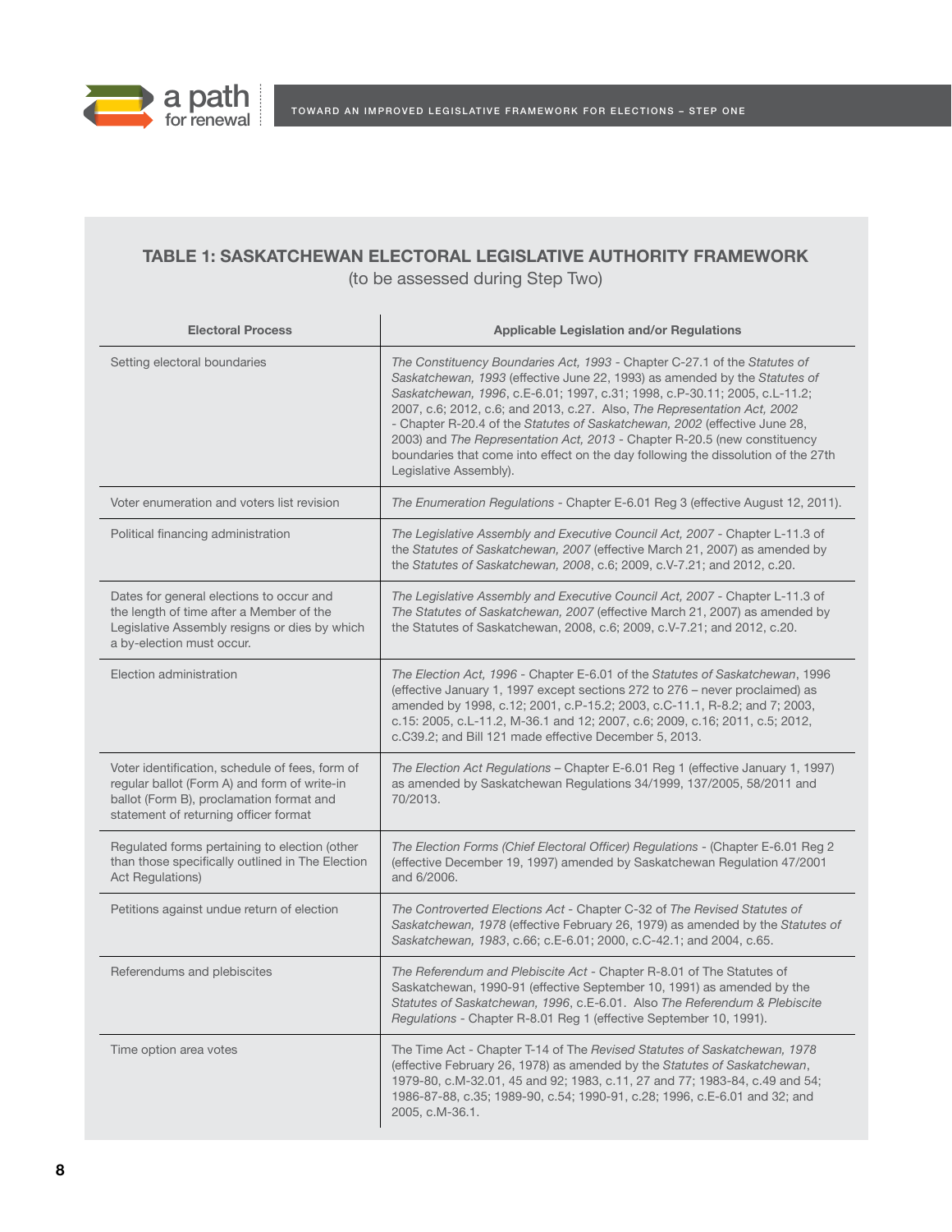## TABLE 1: SASKATCHEWAN ELECTORAL LEGISLATIVE AUTHORITY FRAMEWORK

(to be assessed during Step Two)

| Electoral Process | Applicable Legislation and/or Regulations |
|---|---|
| Setting electoral boundaries | *The Constituency Boundaries Act, 1993* - Chapter C-27.1 of the *Statutes of Saskatchewan, 1993* (effective June 22, 1993) as amended by the *Statutes of Saskatchewan, 1996*, c.E-6.01; 1997, c.31; 1998, c.P-30.11; 2005, c.L-11.2; 2007, c.6; 2012, c.6; and 2013, c.27. Also, *The Representation Act, 2002* - Chapter R-20.4 of the *Statutes of Saskatchewan, 2002* (effective June 28, 2003) and *The Representation Act, 2013* - Chapter R-20.5 (new constituency boundaries that come into effect on the day following the dissolution of the 27th Legislative Assembly). |
| Voter enumeration and voters list revision | *The Enumeration Regulations* - Chapter E-6.01 Reg 3 (effective August 12, 2011). |
| Political financing administration | *The Legislative Assembly and Executive Council Act, 2007* - Chapter L-11.3 of the *Statutes of Saskatchewan, 2007* (effective March 21, 2007) as amended by the *Statutes of Saskatchewan, 2008*, c.6; 2009, c.V-7.21; and 2012, c.20. |
| Dates for general elections to occur and the length of time after a Member of the Legislative Assembly resigns or dies by which a by-election must occur. | *The Legislative Assembly and Executive Council Act, 2007* - Chapter L-11.3 of *The Statutes of Saskatchewan, 2007* (effective March 21, 2007) as amended by the Statutes of Saskatchewan, 2008, c.6; 2009, c.V-7.21; and 2012, c.20. |
| Election administration | *The Election Act, 1996* - Chapter E-6.01 of the *Statutes of Saskatchewan*, 1996 (effective January 1, 1997 except sections 272 to 276 – never proclaimed) as amended by 1998, c.12; 2001, c.P-15.2; 2003, c.C-11.1, R-8.2; and 7; 2003, c.15: 2005, c.L-11.2, M-36.1 and 12; 2007, c.6; 2009, c.16; 2011, c.5; 2012, c.C39.2; and Bill 121 made effective December 5, 2013. |
| Voter identification, schedule of fees, form of regular ballot (Form A) and form of write-in ballot (Form B), proclamation format and statement of returning officer format | *The Election Act Regulations* – Chapter E-6.01 Reg 1 (effective January 1, 1997) as amended by Saskatchewan Regulations 34/1999, 137/2005, 58/2011 and 70/2013. |
| Regulated forms pertaining to election (other than those specifically outlined in The Election Act Regulations) | *The Election Forms (Chief Electoral Officer) Regulations* - (Chapter E-6.01 Reg 2 (effective December 19, 1997) amended by Saskatchewan Regulation 47/2001 and 6/2006. |
| Petitions against undue return of election | *The Controverted Elections Act* - Chapter C-32 of *The Revised Statutes of Saskatchewan, 1978* (effective February 26, 1979) as amended by the *Statutes of Saskatchewan, 1983*, c.66; c.E-6.01; 2000, c.C-42.1; and 2004, c.65. |
| Referendums and plebiscites | *The Referendum and Plebiscite Act* - Chapter R-8.01 of The Statutes of Saskatchewan, 1990-91 (effective September 10, 1991) as amended by the *Statutes of Saskatchewan, 1996*, c.E-6.01. Also *The Referendum & Plebiscite Regulations* - Chapter R-8.01 Reg 1 (effective September 10, 1991). |
| Time option area votes | The Time Act - Chapter T-14 of The *Revised Statutes of Saskatchewan, 1978* (effective February 26, 1978) as amended by the *Statutes of Saskatchewan*, 1979-80, c.M-32.01, 45 and 92; 1983, c.11, 27 and 77; 1983-84, c.49 and 54; 1986-87-88, c.35; 1989-90, c.54; 1990-91, c.28; 1996, c.E-6.01 and 32; and 2005, c.M-36.1. |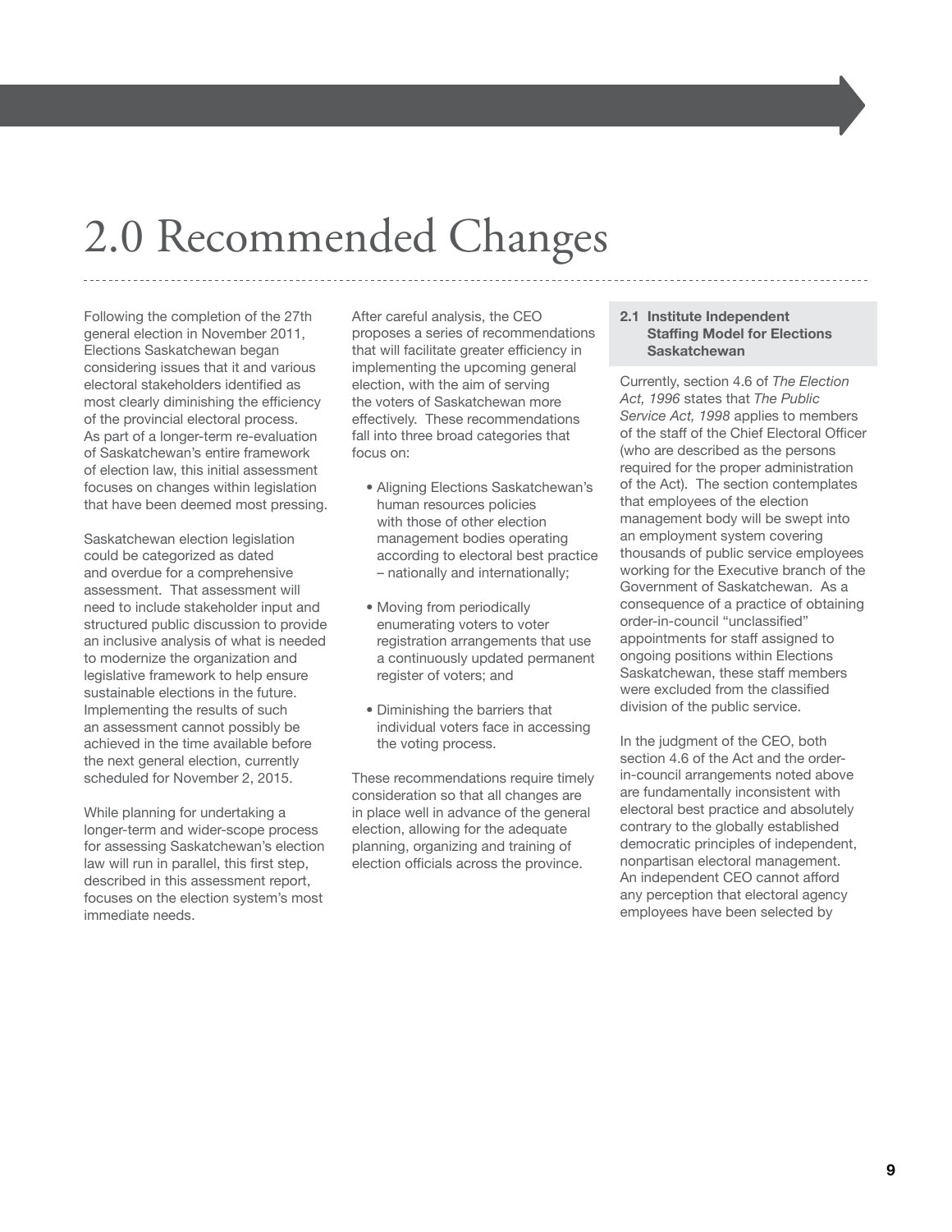# 2.0 Recommended Changes

Following the completion of the 27th general election in November 2011, Elections Saskatchewan began considering issues that it and various electoral stakeholders identified as most clearly diminishing the efficiency of the provincial electoral process. As part of a longer-term re-evaluation of Saskatchewan's entire framework of election law, this initial assessment focuses on changes within legislation that have been deemed most pressing.

Saskatchewan election legislation could be categorized as dated and overdue for a comprehensive assessment. That assessment will need to include stakeholder input and structured public discussion to provide an inclusive analysis of what is needed to modernize the organization and legislative framework to help ensure sustainable elections in the future. Implementing the results of such an assessment cannot possibly be achieved in the time available before the next general election, currently scheduled for November 2, 2015.

While planning for undertaking a longer-term and wider-scope process for assessing Saskatchewan's election law will run in parallel, this first step, described in this assessment report, focuses on the election system's most immediate needs.

After careful analysis, the CEO proposes a series of recommendations that will facilitate greater efficiency in implementing the upcoming general election, with the aim of serving the voters of Saskatchewan more effectively. These recommendations fall into three broad categories that focus on:

- Aligning Elections Saskatchewan's human resources policies with those of other election management bodies operating according to electoral best practice – nationally and internationally;
- Moving from periodically enumerating voters to voter registration arrangements that use a continuously updated permanent register of voters; and
- Diminishing the barriers that individual voters face in accessing the voting process.

These recommendations require timely consideration so that all changes are in place well in advance of the general election, allowing for the adequate planning, organizing and training of election officials across the province.

## 2.1 Institute Independent Staffing Model for Elections Saskatchewan

Currently, section 4.6 of *The Election Act, 1996* states that *The Public Service Act, 1998* applies to members of the staff of the Chief Electoral Officer (who are described as the persons required for the proper administration of the Act). The section contemplates that employees of the election management body will be swept into an employment system covering thousands of public service employees working for the Executive branch of the Government of Saskatchewan. As a consequence of a practice of obtaining order-in-council "unclassified" appointments for staff assigned to ongoing positions within Elections Saskatchewan, these staff members were excluded from the classified division of the public service.

In the judgment of the CEO, both section 4.6 of the Act and the order-in-council arrangements noted above are fundamentally inconsistent with electoral best practice and absolutely contrary to the globally established democratic principles of independent, nonpartisan electoral management. An independent CEO cannot afford any perception that electoral agency employees have been selected by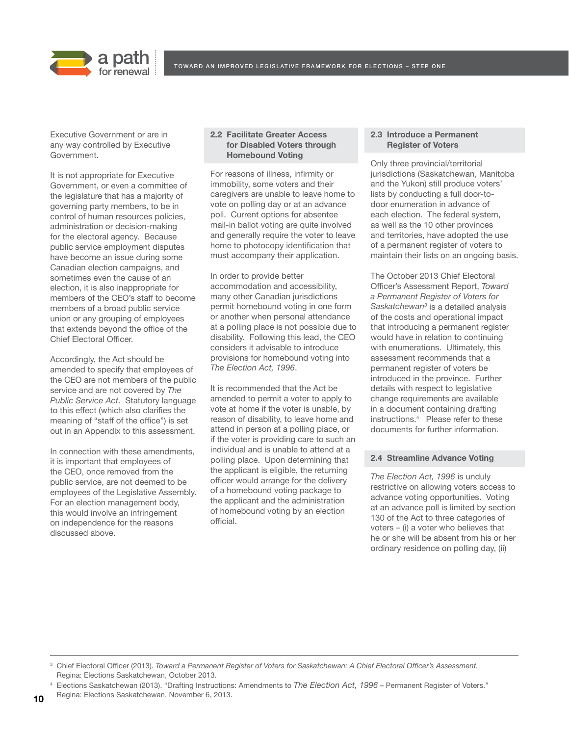Executive Government or are in any way controlled by Executive Government.

It is not appropriate for Executive Government, or even a committee of the legislature that has a majority of governing party members, to be in control of human resources policies, administration or decision-making for the electoral agency. Because public service employment disputes have become an issue during some Canadian election campaigns, and sometimes even the cause of an election, it is also inappropriate for members of the CEO's staff to become members of a broad public service union or any grouping of employees that extends beyond the office of the Chief Electoral Officer.

Accordingly, the Act should be amended to specify that employees of the CEO are not members of the public service and are not covered by *The Public Service Act*. Statutory language to this effect (which also clarifies the meaning of "staff of the office") is set out in an Appendix to this assessment.

In connection with these amendments, it is important that employees of the CEO, once removed from the public service, are not deemed to be employees of the Legislative Assembly. For an election management body, this would involve an infringement on independence for the reasons discussed above.

### 2.2 Facilitate Greater Access for Disabled Voters through Homebound Voting

For reasons of illness, infirmity or immobility, some voters and their caregivers are unable to leave home to vote on polling day or at an advance poll. Current options for absentee mail-in ballot voting are quite involved and generally require the voter to leave home to photocopy identification that must accompany their application.

In order to provide better accommodation and accessibility, many other Canadian jurisdictions permit homebound voting in one form or another when personal attendance at a polling place is not possible due to disability. Following this lead, the CEO considers it advisable to introduce provisions for homebound voting into *The Election Act, 1996*.

It is recommended that the Act be amended to permit a voter to apply to vote at home if the voter is unable, by reason of disability, to leave home and attend in person at a polling place, or if the voter is providing care to such an individual and is unable to attend at a polling place. Upon determining that the applicant is eligible, the returning officer would arrange for the delivery of a homebound voting package to the applicant and the administration of homebound voting by an election official.

### 2.3 Introduce a Permanent Register of Voters

Only three provincial/territorial jurisdictions (Saskatchewan, Manitoba and the Yukon) still produce voters' lists by conducting a full door-to-door enumeration in advance of each election. The federal system, as well as the 10 other provinces and territories, have adopted the use of a permanent register of voters to maintain their lists on an ongoing basis.

The October 2013 Chief Electoral Officer's Assessment Report, *Toward a Permanent Register of Voters for Saskatchewan*[3] is a detailed analysis of the costs and operational impact that introducing a permanent register would have in relation to continuing with enumerations. Ultimately, this assessment recommends that a permanent register of voters be introduced in the province. Further details with respect to legislative change requirements are available in a document containing drafting instructions.[4] Please refer to these documents for further information.

### 2.4 Streamline Advance Voting

*The Election Act, 1996* is unduly restrictive on allowing voters access to advance voting opportunities. Voting at an advance poll is limited by section 130 of the Act to three categories of voters – (i) a voter who believes that he or she will be absent from his or her ordinary residence on polling day, (ii)

---

[3] Chief Electoral Officer (2013). *Toward a Permanent Register of Voters for Saskatchewan: A Chief Electoral Officer's Assessment.* Regina: Elections Saskatchewan, October 2013.

[4] Elections Saskatchewan (2013). "Drafting Instructions: Amendments to *The Election Act, 1996* – Permanent Register of Voters." Regina: Elections Saskatchewan, November 6, 2013.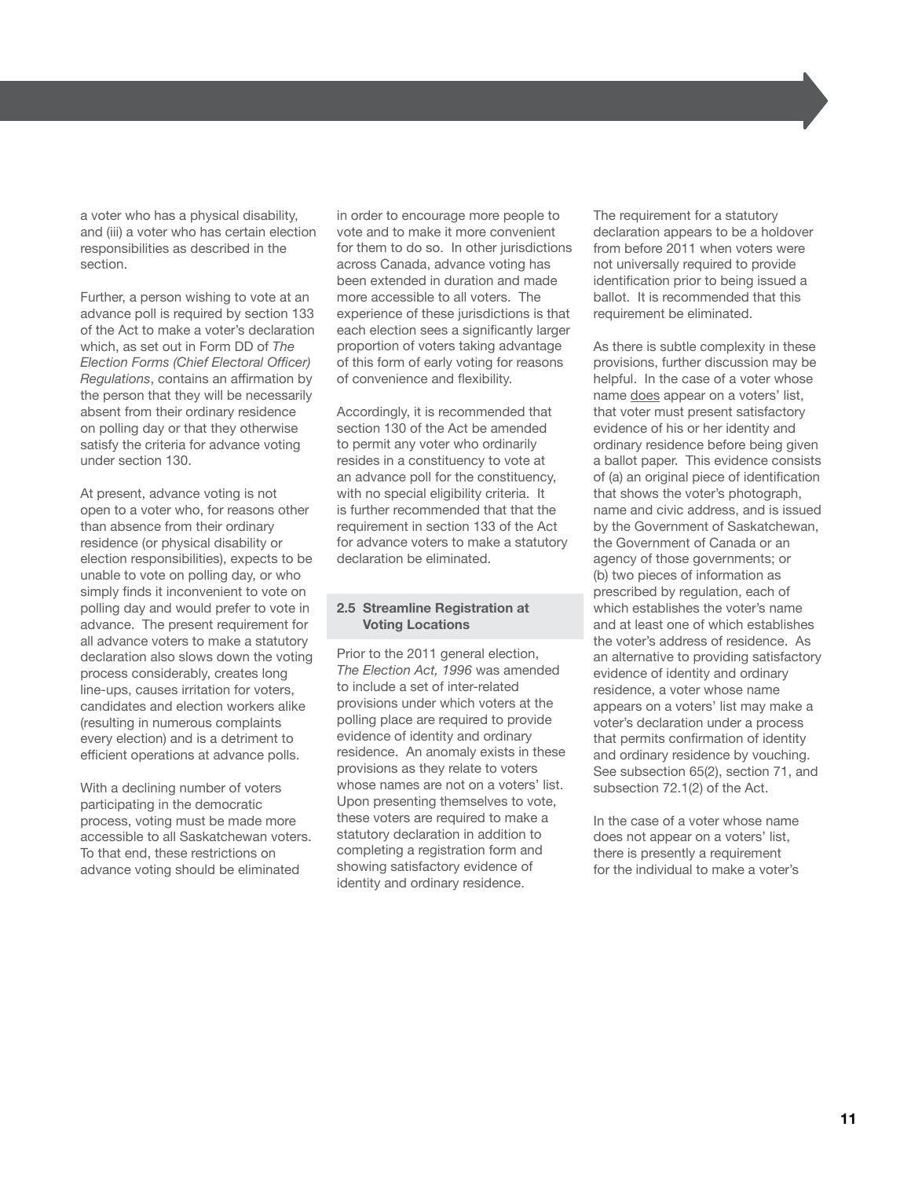a voter who has a physical disability, and (iii) a voter who has certain election responsibilities as described in the section.

Further, a person wishing to vote at an advance poll is required by section 133 of the Act to make a voter's declaration which, as set out in Form DD of *The Election Forms (Chief Electoral Officer) Regulations*, contains an affirmation by the person that they will be necessarily absent from their ordinary residence on polling day or that they otherwise satisfy the criteria for advance voting under section 130.

At present, advance voting is not open to a voter who, for reasons other than absence from their ordinary residence (or physical disability or election responsibilities), expects to be unable to vote on polling day, or who simply finds it inconvenient to vote on polling day and would prefer to vote in advance. The present requirement for all advance voters to make a statutory declaration also slows down the voting process considerably, creates long line-ups, causes irritation for voters, candidates and election workers alike (resulting in numerous complaints every election) and is a detriment to efficient operations at advance polls.

With a declining number of voters participating in the democratic process, voting must be made more accessible to all Saskatchewan voters. To that end, these restrictions on advance voting should be eliminated in order to encourage more people to vote and to make it more convenient for them to do so. In other jurisdictions across Canada, advance voting has been extended in duration and made more accessible to all voters. The experience of these jurisdictions is that each election sees a significantly larger proportion of voters taking advantage of this form of early voting for reasons of convenience and flexibility.

Accordingly, it is recommended that section 130 of the Act be amended to permit any voter who ordinarily resides in a constituency to vote at an advance poll for the constituency, with no special eligibility criteria. It is further recommended that that the requirement in section 133 of the Act for advance voters to make a statutory declaration be eliminated.

### 2.5 Streamline Registration at Voting Locations

Prior to the 2011 general election, *The Election Act, 1996* was amended to include a set of inter-related provisions under which voters at the polling place are required to provide evidence of identity and ordinary residence. An anomaly exists in these provisions as they relate to voters whose names are not on a voters' list. Upon presenting themselves to vote, these voters are required to make a statutory declaration in addition to completing a registration form and showing satisfactory evidence of identity and ordinary residence.

The requirement for a statutory declaration appears to be a holdover from before 2011 when voters were not universally required to provide identification prior to being issued a ballot. It is recommended that this requirement be eliminated.

As there is subtle complexity in these provisions, further discussion may be helpful. In the case of a voter whose name does appear on a voters' list, that voter must present satisfactory evidence of his or her identity and ordinary residence before being given a ballot paper. This evidence consists of (a) an original piece of identification that shows the voter's photograph, name and civic address, and is issued by the Government of Saskatchewan, the Government of Canada or an agency of those governments; or (b) two pieces of information as prescribed by regulation, each of which establishes the voter's name and at least one of which establishes the voter's address of residence. As an alternative to providing satisfactory evidence of identity and ordinary residence, a voter whose name appears on a voters' list may make a voter's declaration under a process that permits confirmation of identity and ordinary residence by vouching. See subsection 65(2), section 71, and subsection 72.1(2) of the Act.

In the case of a voter whose name does not appear on a voters' list, there is presently a requirement for the individual to make a voter's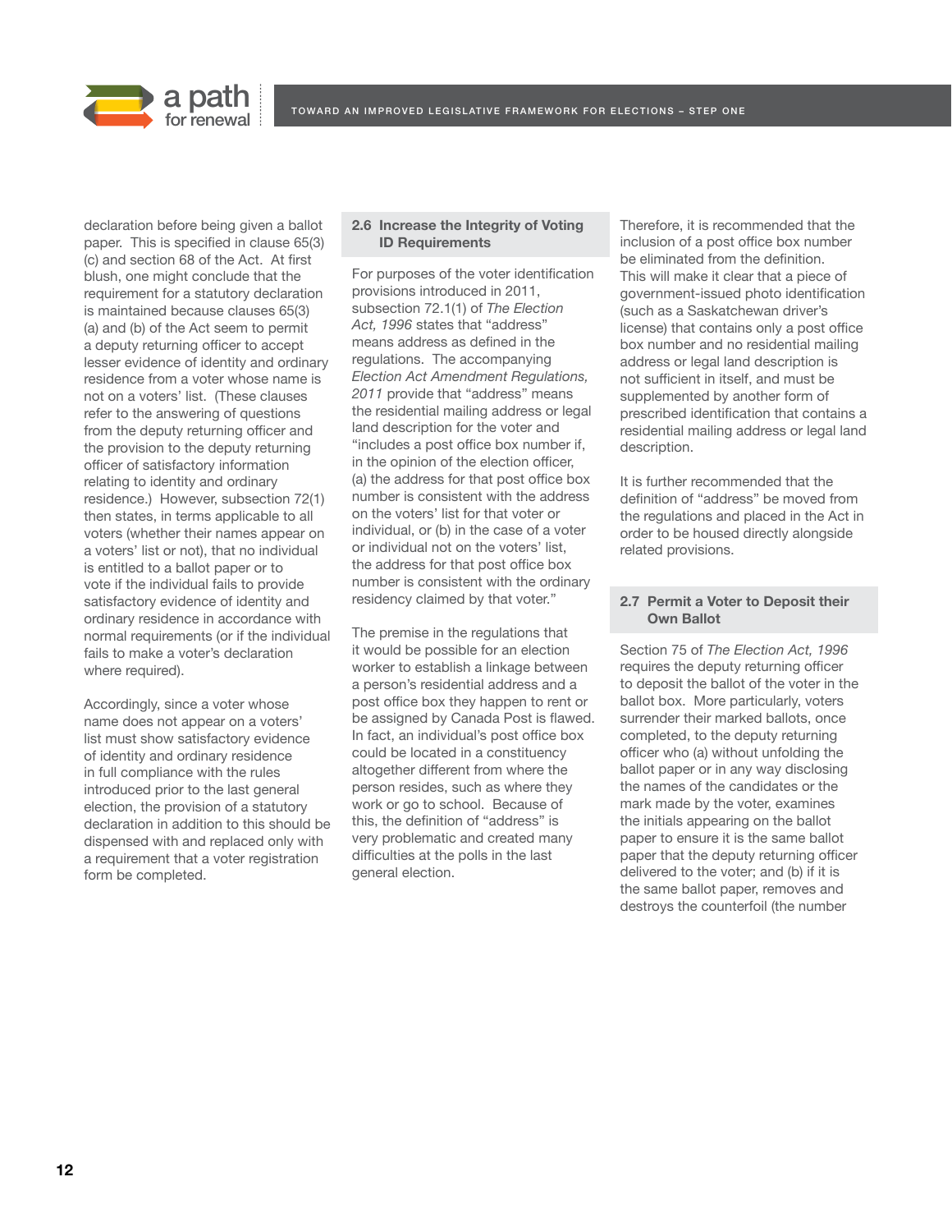declaration before being given a ballot paper. This is specified in clause 65(3)(c) and section 68 of the Act. At first blush, one might conclude that the requirement for a statutory declaration is maintained because clauses 65(3)(a) and (b) of the Act seem to permit a deputy returning officer to accept lesser evidence of identity and ordinary residence from a voter whose name is not on a voters' list. (These clauses refer to the answering of questions from the deputy returning officer and the provision to the deputy returning officer of satisfactory information relating to identity and ordinary residence.) However, subsection 72(1) then states, in terms applicable to all voters (whether their names appear on a voters' list or not), that no individual is entitled to a ballot paper or to vote if the individual fails to provide satisfactory evidence of identity and ordinary residence in accordance with normal requirements (or if the individual fails to make a voter's declaration where required).

Accordingly, since a voter whose name does not appear on a voters' list must show satisfactory evidence of identity and ordinary residence in full compliance with the rules introduced prior to the last general election, the provision of a statutory declaration in addition to this should be dispensed with and replaced only with a requirement that a voter registration form be completed.

### 2.6 Increase the Integrity of Voting ID Requirements

For purposes of the voter identification provisions introduced in 2011, subsection 72.1(1) of *The Election Act, 1996* states that "address" means address as defined in the regulations. The accompanying *Election Act Amendment Regulations, 2011* provide that "address" means the residential mailing address or legal land description for the voter and "includes a post office box number if, in the opinion of the election officer, (a) the address for that post office box number is consistent with the address on the voters' list for that voter or individual, or (b) in the case of a voter or individual not on the voters' list, the address for that post office box number is consistent with the ordinary residency claimed by that voter."

The premise in the regulations that it would be possible for an election worker to establish a linkage between a person's residential address and a post office box they happen to rent or be assigned by Canada Post is flawed. In fact, an individual's post office box could be located in a constituency altogether different from where the person resides, such as where they work or go to school. Because of this, the definition of "address" is very problematic and created many difficulties at the polls in the last general election.

Therefore, it is recommended that the inclusion of a post office box number be eliminated from the definition. This will make it clear that a piece of government-issued photo identification (such as a Saskatchewan driver's license) that contains only a post office box number and no residential mailing address or legal land description is not sufficient in itself, and must be supplemented by another form of prescribed identification that contains a residential mailing address or legal land description.

It is further recommended that the definition of "address" be moved from the regulations and placed in the Act in order to be housed directly alongside related provisions.

### 2.7 Permit a Voter to Deposit their Own Ballot

Section 75 of *The Election Act, 1996* requires the deputy returning officer to deposit the ballot of the voter in the ballot box. More particularly, voters surrender their marked ballots, once completed, to the deputy returning officer who (a) without unfolding the ballot paper or in any way disclosing the names of the candidates or the mark made by the voter, examines the initials appearing on the ballot paper to ensure it is the same ballot paper that the deputy returning officer delivered to the voter; and (b) if it is the same ballot paper, removes and destroys the counterfoil (the number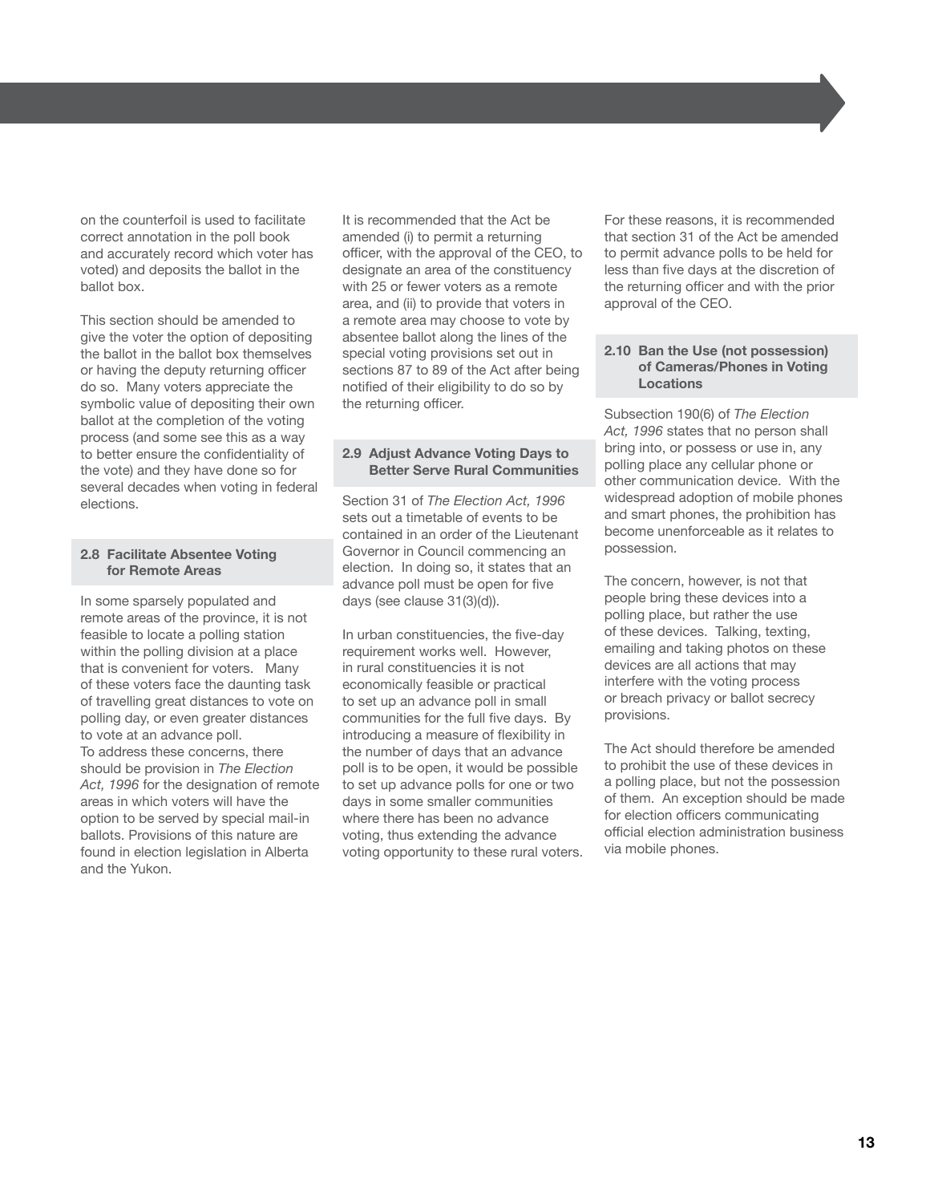on the counterfoil is used to facilitate correct annotation in the poll book and accurately record which voter has voted) and deposits the ballot in the ballot box.

This section should be amended to give the voter the option of depositing the ballot in the ballot box themselves or having the deputy returning officer do so. Many voters appreciate the symbolic value of depositing their own ballot at the completion of the voting process (and some see this as a way to better ensure the confidentiality of the vote) and they have done so for several decades when voting in federal elections.

### 2.8 Facilitate Absentee Voting for Remote Areas

In some sparsely populated and remote areas of the province, it is not feasible to locate a polling station within the polling division at a place that is convenient for voters. Many of these voters face the daunting task of travelling great distances to vote on polling day, or even greater distances to vote at an advance poll.
To address these concerns, there should be provision in *The Election Act, 1996* for the designation of remote areas in which voters will have the option to be served by special mail-in ballots. Provisions of this nature are found in election legislation in Alberta and the Yukon.

It is recommended that the Act be amended (i) to permit a returning officer, with the approval of the CEO, to designate an area of the constituency with 25 or fewer voters as a remote area, and (ii) to provide that voters in a remote area may choose to vote by absentee ballot along the lines of the special voting provisions set out in sections 87 to 89 of the Act after being notified of their eligibility to do so by the returning officer.

### 2.9 Adjust Advance Voting Days to Better Serve Rural Communities

Section 31 of *The Election Act, 1996* sets out a timetable of events to be contained in an order of the Lieutenant Governor in Council commencing an election. In doing so, it states that an advance poll must be open for five days (see clause 31(3)(d)).

In urban constituencies, the five-day requirement works well. However, in rural constituencies it is not economically feasible or practical to set up an advance poll in small communities for the full five days. By introducing a measure of flexibility in the number of days that an advance poll is to be open, it would be possible to set up advance polls for one or two days in some smaller communities where there has been no advance voting, thus extending the advance voting opportunity to these rural voters.

For these reasons, it is recommended that section 31 of the Act be amended to permit advance polls to be held for less than five days at the discretion of the returning officer and with the prior approval of the CEO.

### 2.10 Ban the Use (not possession) of Cameras/Phones in Voting Locations

Subsection 190(6) of *The Election Act, 1996* states that no person shall bring into, or possess or use in, any polling place any cellular phone or other communication device. With the widespread adoption of mobile phones and smart phones, the prohibition has become unenforceable as it relates to possession.

The concern, however, is not that people bring these devices into a polling place, but rather the use of these devices. Talking, texting, emailing and taking photos on these devices are all actions that may interfere with the voting process or breach privacy or ballot secrecy provisions.

The Act should therefore be amended to prohibit the use of these devices in a polling place, but not the possession of them. An exception should be made for election officers communicating official election administration business via mobile phones.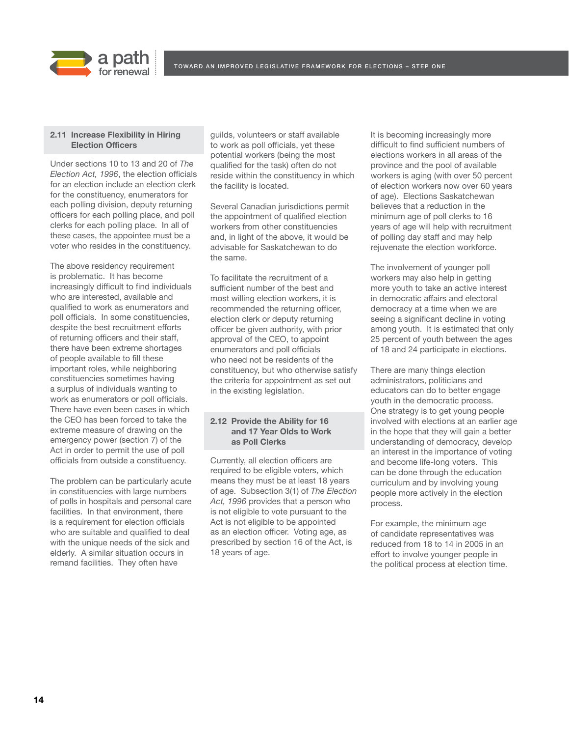## 2.11 Increase Flexibility in Hiring Election Officers

Under sections 10 to 13 and 20 of *The Election Act, 1996*, the election officials for an election include an election clerk for the constituency, enumerators for each polling division, deputy returning officers for each polling place, and poll clerks for each polling place. In all of these cases, the appointee must be a voter who resides in the constituency.

The above residency requirement is problematic. It has become increasingly difficult to find individuals who are interested, available and qualified to work as enumerators and poll officials. In some constituencies, despite the best recruitment efforts of returning officers and their staff, there have been extreme shortages of people available to fill these important roles, while neighboring constituencies sometimes having a surplus of individuals wanting to work as enumerators or poll officials. There have even been cases in which the CEO has been forced to take the extreme measure of drawing on the emergency power (section 7) of the Act in order to permit the use of poll officials from outside a constituency.

The problem can be particularly acute in constituencies with large numbers of polls in hospitals and personal care facilities. In that environment, there is a requirement for election officials who are suitable and qualified to deal with the unique needs of the sick and elderly. A similar situation occurs in remand facilities. They often have guilds, volunteers or staff available to work as poll officials, yet these potential workers (being the most qualified for the task) often do not reside within the constituency in which the facility is located.

Several Canadian jurisdictions permit the appointment of qualified election workers from other constituencies and, in light of the above, it would be advisable for Saskatchewan to do the same.

To facilitate the recruitment of a sufficient number of the best and most willing election workers, it is recommended the returning officer, election clerk or deputy returning officer be given authority, with prior approval of the CEO, to appoint enumerators and poll officials who need not be residents of the constituency, but who otherwise satisfy the criteria for appointment as set out in the existing legislation.

## 2.12 Provide the Ability for 16 and 17 Year Olds to Work as Poll Clerks

Currently, all election officers are required to be eligible voters, which means they must be at least 18 years of age. Subsection 3(1) of *The Election Act, 1996* provides that a person who is not eligible to vote pursuant to the Act is not eligible to be appointed as an election officer. Voting age, as prescribed by section 16 of the Act, is 18 years of age.

It is becoming increasingly more difficult to find sufficient numbers of elections workers in all areas of the province and the pool of available workers is aging (with over 50 percent of election workers now over 60 years of age). Elections Saskatchewan believes that a reduction in the minimum age of poll clerks to 16 years of age will help with recruitment of polling day staff and may help rejuvenate the election workforce.

The involvement of younger poll workers may also help in getting more youth to take an active interest in democratic affairs and electoral democracy at a time when we are seeing a significant decline in voting among youth. It is estimated that only 25 percent of youth between the ages of 18 and 24 participate in elections.

There are many things election administrators, politicians and educators can do to better engage youth in the democratic process. One strategy is to get young people involved with elections at an earlier age in the hope that they will gain a better understanding of democracy, develop an interest in the importance of voting and become life-long voters. This can be done through the education curriculum and by involving young people more actively in the election process.

For example, the minimum age of candidate representatives was reduced from 18 to 14 in 2005 in an effort to involve younger people in the political process at election time.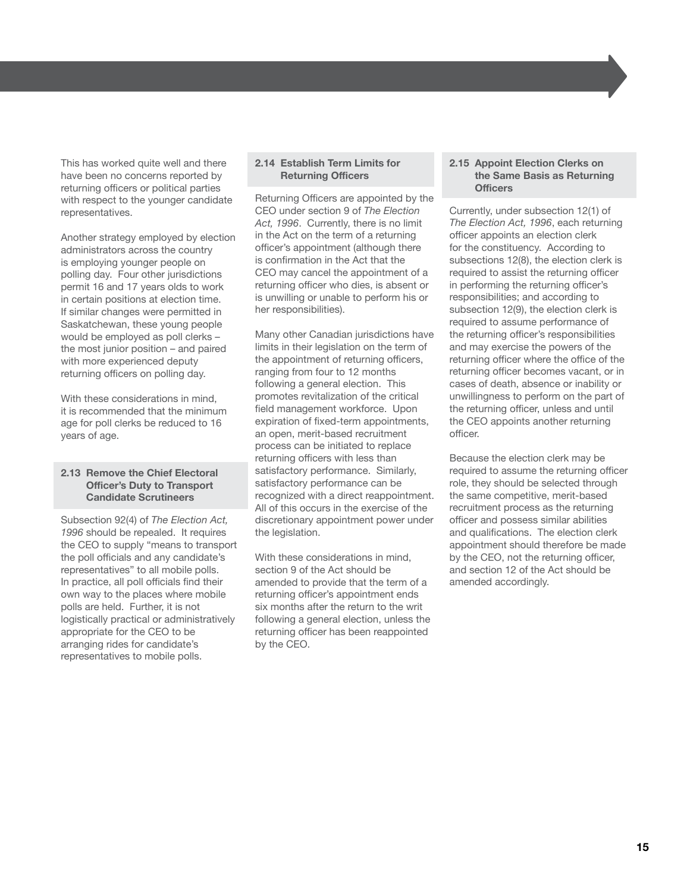This has worked quite well and there have been no concerns reported by returning officers or political parties with respect to the younger candidate representatives.

Another strategy employed by election administrators across the country is employing younger people on polling day. Four other jurisdictions permit 16 and 17 years olds to work in certain positions at election time. If similar changes were permitted in Saskatchewan, these young people would be employed as poll clerks – the most junior position – and paired with more experienced deputy returning officers on polling day.

With these considerations in mind, it is recommended that the minimum age for poll clerks be reduced to 16 years of age.

### 2.13 Remove the Chief Electoral Officer's Duty to Transport Candidate Scrutineers

Subsection 92(4) of *The Election Act, 1996* should be repealed. It requires the CEO to supply "means to transport the poll officials and any candidate's representatives" to all mobile polls. In practice, all poll officials find their own way to the places where mobile polls are held. Further, it is not logistically practical or administratively appropriate for the CEO to be arranging rides for candidate's representatives to mobile polls.

### 2.14 Establish Term Limits for Returning Officers

Returning Officers are appointed by the CEO under section 9 of *The Election Act, 1996*. Currently, there is no limit in the Act on the term of a returning officer's appointment (although there is confirmation in the Act that the CEO may cancel the appointment of a returning officer who dies, is absent or is unwilling or unable to perform his or her responsibilities).

Many other Canadian jurisdictions have limits in their legislation on the term of the appointment of returning officers, ranging from four to 12 months following a general election. This promotes revitalization of the critical field management workforce. Upon expiration of fixed-term appointments, an open, merit-based recruitment process can be initiated to replace returning officers with less than satisfactory performance. Similarly, satisfactory performance can be recognized with a direct reappointment. All of this occurs in the exercise of the discretionary appointment power under the legislation.

With these considerations in mind, section 9 of the Act should be amended to provide that the term of a returning officer's appointment ends six months after the return to the writ following a general election, unless the returning officer has been reappointed by the CEO.

### 2.15 Appoint Election Clerks on the Same Basis as Returning Officers

Currently, under subsection 12(1) of *The Election Act, 1996*, each returning officer appoints an election clerk for the constituency. According to subsections 12(8), the election clerk is required to assist the returning officer in performing the returning officer's responsibilities; and according to subsection 12(9), the election clerk is required to assume performance of the returning officer's responsibilities and may exercise the powers of the returning officer where the office of the returning officer becomes vacant, or in cases of death, absence or inability or unwillingness to perform on the part of the returning officer, unless and until the CEO appoints another returning officer.

Because the election clerk may be required to assume the returning officer role, they should be selected through the same competitive, merit-based recruitment process as the returning officer and possess similar abilities and qualifications. The election clerk appointment should therefore be made by the CEO, not the returning officer, and section 12 of the Act should be amended accordingly.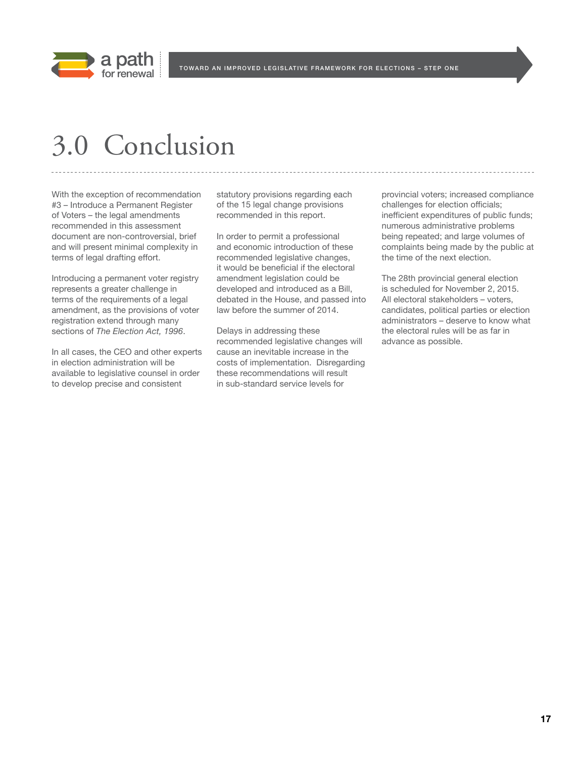# 3.0 Conclusion

With the exception of recommendation #3 – Introduce a Permanent Register of Voters – the legal amendments recommended in this assessment document are non-controversial, brief and will present minimal complexity in terms of legal drafting effort.

Introducing a permanent voter registry represents a greater challenge in terms of the requirements of a legal amendment, as the provisions of voter registration extend through many sections of *The Election Act, 1996*.

In all cases, the CEO and other experts in election administration will be available to legislative counsel in order to develop precise and consistent statutory provisions regarding each of the 15 legal change provisions recommended in this report.

In order to permit a professional and economic introduction of these recommended legislative changes, it would be beneficial if the electoral amendment legislation could be developed and introduced as a Bill, debated in the House, and passed into law before the summer of 2014.

Delays in addressing these recommended legislative changes will cause an inevitable increase in the costs of implementation. Disregarding these recommendations will result in sub-standard service levels for provincial voters; increased compliance challenges for election officials; inefficient expenditures of public funds; numerous administrative problems being repeated; and large volumes of complaints being made by the public at the time of the next election.

The 28th provincial general election is scheduled for November 2, 2015. All electoral stakeholders – voters, candidates, political parties or election administrators – deserve to know what the electoral rules will be as far in advance as possible.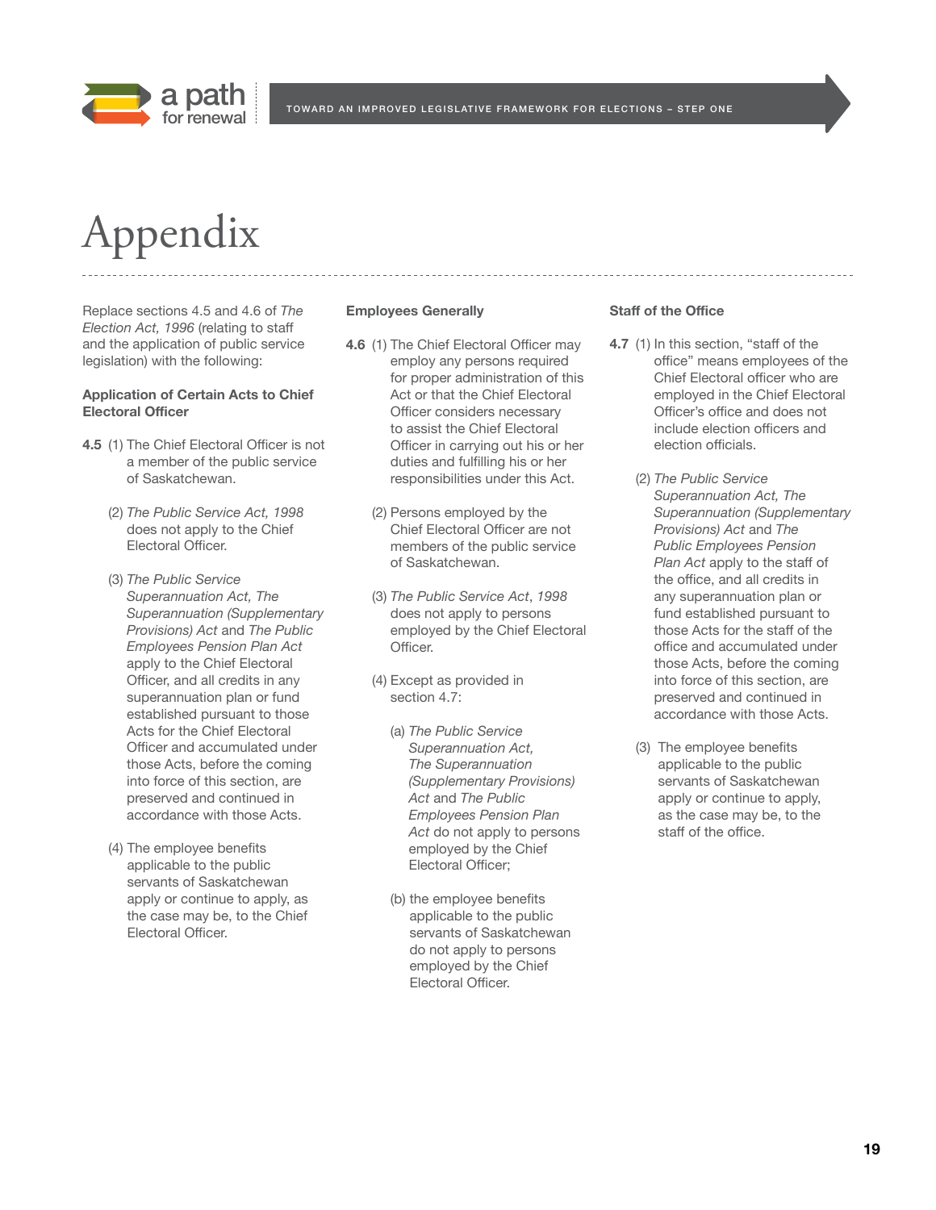# Appendix

Replace sections 4.5 and 4.6 of *The Election Act, 1996* (relating to staff and the application of public service legislation) with the following:

### Application of Certain Acts to Chief Electoral Officer

**4.5** (1) The Chief Electoral Officer is not a member of the public service of Saskatchewan.

(2) *The Public Service Act, 1998* does not apply to the Chief Electoral Officer.

(3) *The Public Service Superannuation Act, The Superannuation (Supplementary Provisions) Act* and *The Public Employees Pension Plan Act* apply to the Chief Electoral Officer, and all credits in any superannuation plan or fund established pursuant to those Acts for the Chief Electoral Officer and accumulated under those Acts, before the coming into force of this section, are preserved and continued in accordance with those Acts.

(4) The employee benefits applicable to the public servants of Saskatchewan apply or continue to apply, as the case may be, to the Chief Electoral Officer.

### Employees Generally

**4.6** (1) The Chief Electoral Officer may employ any persons required for proper administration of this Act or that the Chief Electoral Officer considers necessary to assist the Chief Electoral Officer in carrying out his or her duties and fulfilling his or her responsibilities under this Act.

(2) Persons employed by the Chief Electoral Officer are not members of the public service of Saskatchewan.

(3) *The Public Service Act*, *1998* does not apply to persons employed by the Chief Electoral Officer.

(4) Except as provided in section 4.7:

(a) *The Public Service Superannuation Act, The Superannuation (Supplementary Provisions) Act* and *The Public Employees Pension Plan Act* do not apply to persons employed by the Chief Electoral Officer;

(b) the employee benefits applicable to the public servants of Saskatchewan do not apply to persons employed by the Chief Electoral Officer.

### Staff of the Office

**4.7** (1) In this section, "staff of the office" means employees of the Chief Electoral officer who are employed in the Chief Electoral Officer's office and does not include election officers and election officials.

(2) *The Public Service Superannuation Act, The Superannuation (Supplementary Provisions) Act* and *The Public Employees Pension Plan Act* apply to the staff of the office, and all credits in any superannuation plan or fund established pursuant to those Acts for the staff of the office and accumulated under those Acts, before the coming into force of this section, are preserved and continued in accordance with those Acts.

(3) The employee benefits applicable to the public servants of Saskatchewan apply or continue to apply, as the case may be, to the staff of the office.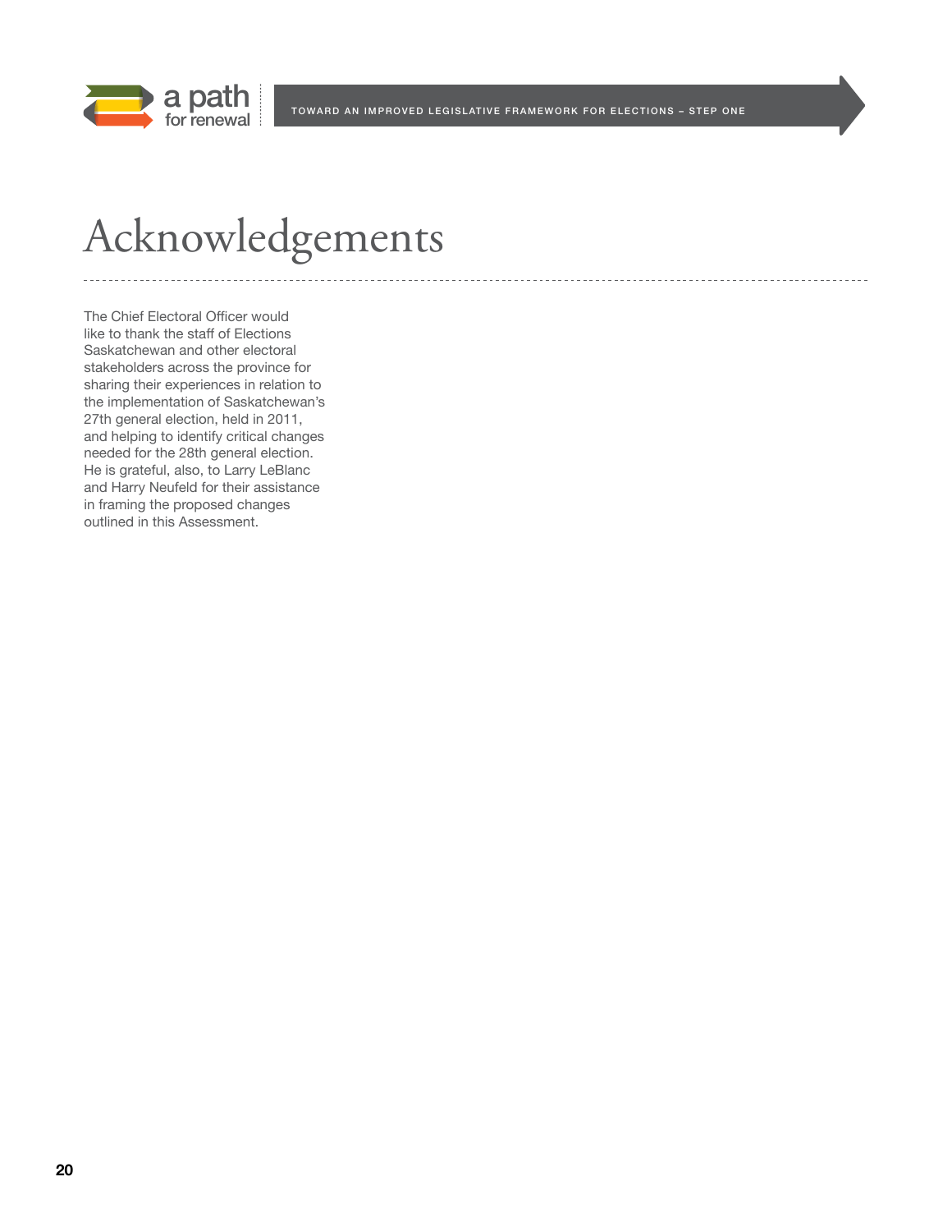# Acknowledgements

The Chief Electoral Officer would like to thank the staff of Elections Saskatchewan and other electoral stakeholders across the province for sharing their experiences in relation to the implementation of Saskatchewan's 27th general election, held in 2011, and helping to identify critical changes needed for the 28th general election. He is grateful, also, to Larry LeBlanc and Harry Neufeld for their assistance in framing the proposed changes outlined in this Assessment.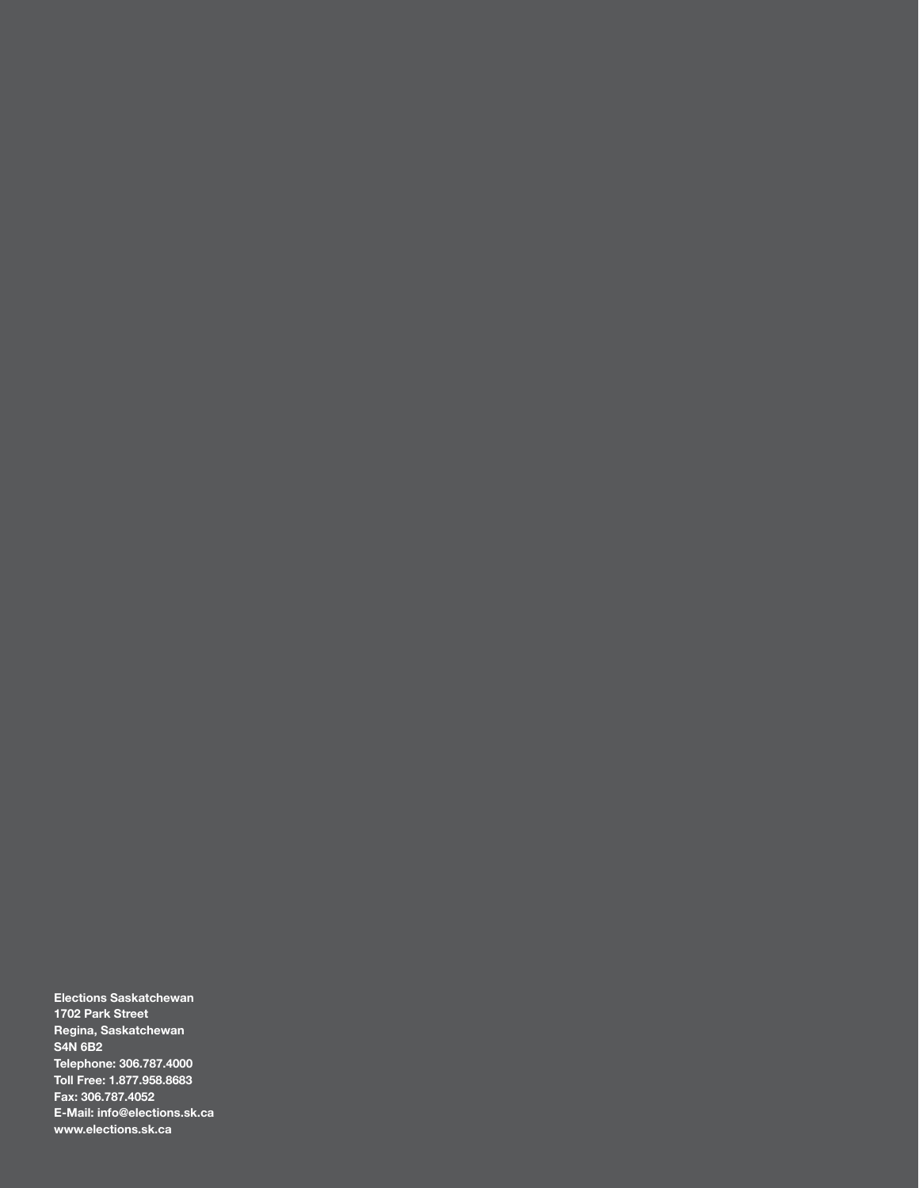**Elections Saskatchewan**
**1702 Park Street**
**Regina, Saskatchewan**
**S4N 6B2**
**Telephone: 306.787.4000**
**Toll Free: 1.877.958.8683**
**Fax: 306.787.4052**
**E-Mail: info@elections.sk.ca**
**www.elections.sk.ca**